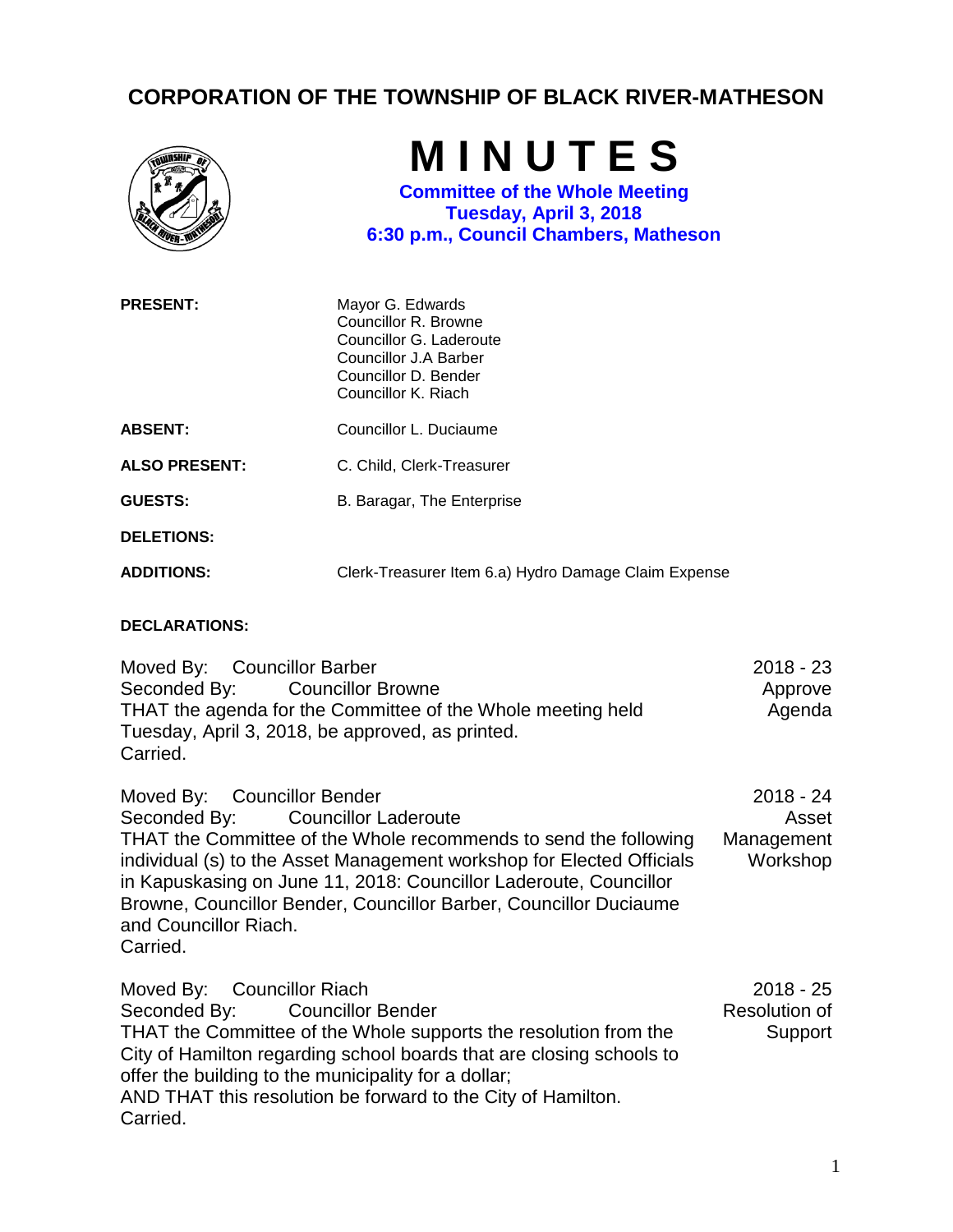# CORPORATION OF THE TOWNSHIP OF BLACK RIVER-MATHESON

# M I N U T E S

**Committee of the Whole Meeting**
**Tuesday, April 3, 2018**
**6:30 p.m., Council Chambers, Matheson**

| | |
|---|---|
| **PRESENT:** | Mayor G. Edwards<br>Councillor R. Browne<br>Councillor G. Laderoute<br>Councillor J.A Barber<br>Councillor D. Bender<br>Councillor K. Riach |
| **ABSENT:** | Councillor L. Duciaume |
| **ALSO PRESENT:** | C. Child, Clerk-Treasurer |
| **GUESTS:** | B. Baragar, The Enterprise |
| **DELETIONS:** | |
| **ADDITIONS:** | Clerk-Treasurer Item 6.a) Hydro Damage Claim Expense |

**DECLARATIONS:**

**2018 - 23 Approve Agenda**

Moved By: Councillor Barber
Seconded By: Councillor Browne
THAT the agenda for the Committee of the Whole meeting held Tuesday, April 3, 2018, be approved, as printed.
Carried.

**2018 - 24 Asset Management Workshop**

Moved By: Councillor Bender
Seconded By: Councillor Laderoute
THAT the Committee of the Whole recommends to send the following individual (s) to the Asset Management workshop for Elected Officials in Kapuskasing on June 11, 2018: Councillor Laderoute, Councillor Browne, Councillor Bender, Councillor Barber, Councillor Duciaume and Councillor Riach.
Carried.

**2018 - 25 Resolution of Support**

Moved By: Councillor Riach
Seconded By: Councillor Bender
THAT the Committee of the Whole supports the resolution from the City of Hamilton regarding school boards that are closing schools to offer the building to the municipality for a dollar;
AND THAT this resolution be forward to the City of Hamilton.
Carried.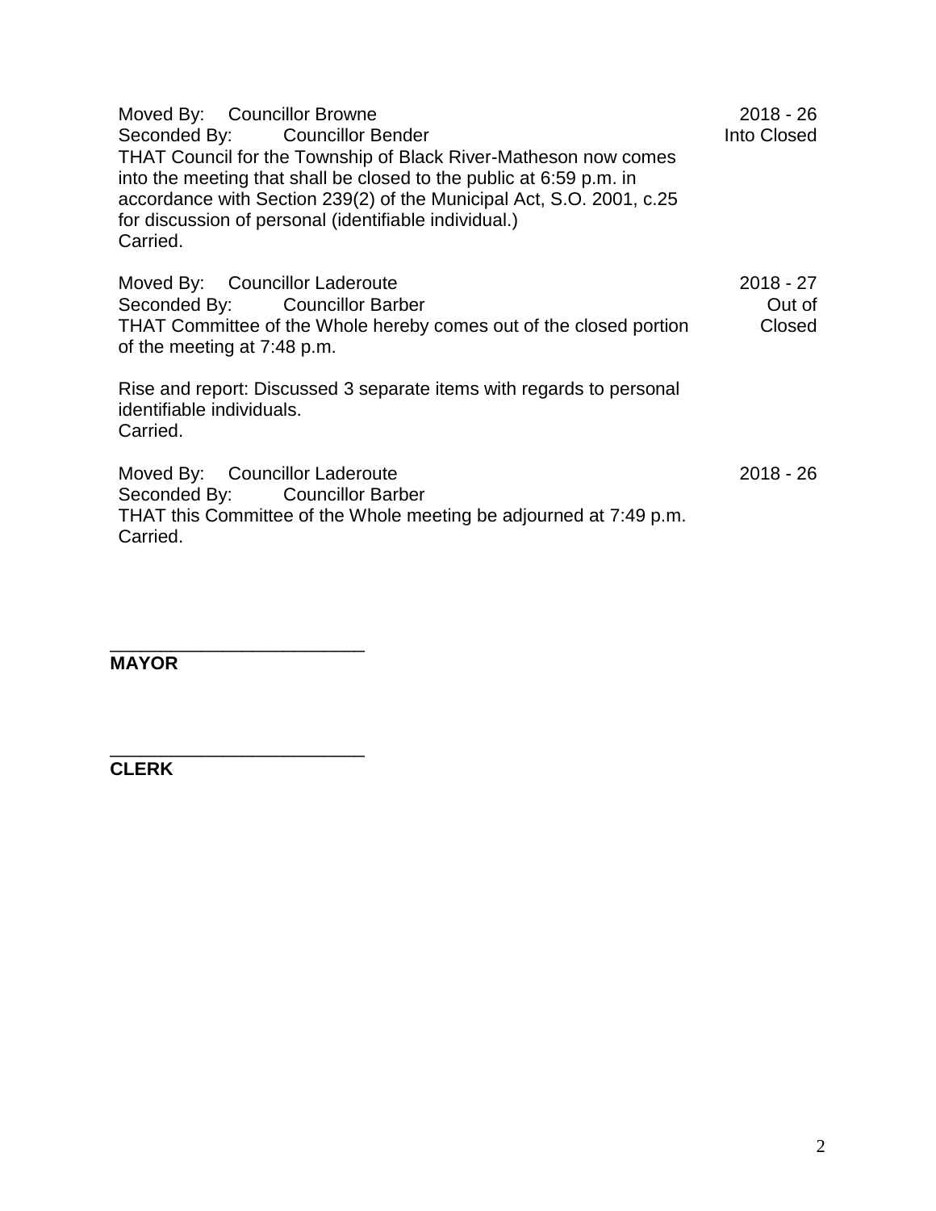Moved By: Councillor Browne — 2018 - 26 Into Closed
Seconded By: Councillor Bender
THAT Council for the Township of Black River-Matheson now comes into the meeting that shall be closed to the public at 6:59 p.m. in accordance with Section 239(2) of the Municipal Act, S.O. 2001, c.25 for discussion of personal (identifiable individual.)
Carried.

Moved By: Councillor Laderoute — 2018 - 27 Out of Closed
Seconded By: Councillor Barber
THAT Committee of the Whole hereby comes out of the closed portion of the meeting at 7:48 p.m.

Rise and report: Discussed 3 separate items with regards to personal identifiable individuals.
Carried.

Moved By: Councillor Laderoute — 2018 - 26
Seconded By: Councillor Barber
THAT this Committee of the Whole meeting be adjourned at 7:49 p.m.
Carried.

\_\_\_\_\_\_\_\_\_\_\_\_\_\_\_\_\_\_\_\_\_\_\_\_\_
**MAYOR**

\_\_\_\_\_\_\_\_\_\_\_\_\_\_\_\_\_\_\_\_\_\_\_\_\_
**CLERK**